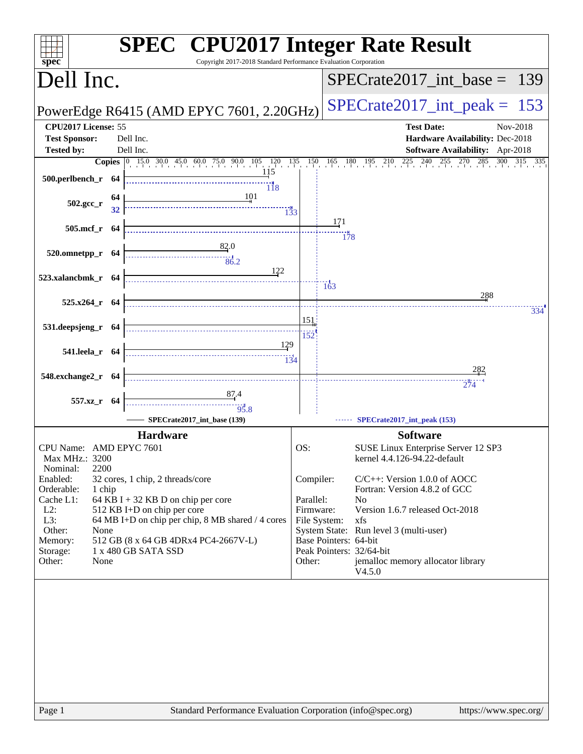# SPEC CPU2017 Integer Rate Result

Copyright 2017-2018 Standard Performance Evaluation Corporation

## Dell Inc.

PowerEdge R6415 (AMD EPYC 7601, 2.20GHz)

SPECrate2017_int_base = 139

SPECrate2017_int_peak = 153

| | | | |
|---|---|---|---|
| **CPU2017 License:** | 55 | **Test Date:** | Nov-2018 |
| **Test Sponsor:** | Dell Inc. | **Hardware Availability:** | Dec-2018 |
| **Tested by:** | Dell Inc. | **Software Availability:** | Apr-2018 |

| Benchmark | Copies | SPECrate2017_int_base (139) | SPECrate2017_int_peak (153) |
|---|---|---|---|
| 500.perlbench_r | 64 | 115 | 118 |
| 502.gcc_r | 64 (base) / 32 (peak) | 101 | 133 |
| 505.mcf_r | 64 | 171 | 178 |
| 520.omnetpp_r | 64 | 82.0 | 86.2 |
| 523.xalancbmk_r | 64 | 122 | 163 |
| 525.x264_r | 64 | 288 | 334 |
| 531.deepsjeng_r | 64 | 151 | 152 |
| 541.leela_r | 64 | 129 | 134 |
| 548.exchange2_r | 64 | 282 | 274 |
| 557.xz_r | 64 | 87.4 | 95.8 |

## Hardware

| | |
|---|---|
| CPU Name: | AMD EPYC 7601 |
| Max MHz.: | 3200 |
| Nominal: | 2200 |
| Enabled: | 32 cores, 1 chip, 2 threads/core |
| Orderable: | 1 chip |
| Cache L1: | 64 KB I + 32 KB D on chip per core |
| L2: | 512 KB I+D on chip per core |
| L3: | 64 MB I+D on chip per chip, 8 MB shared / 4 cores |
| Other: | None |
| Memory: | 512 GB (8 x 64 GB 4DRx4 PC4-2667V-L) |
| Storage: | 1 x 480 GB SATA SSD |
| Other: | None |

## Software

| | |
|---|---|
| OS: | SUSE Linux Enterprise Server 12 SP3 kernel 4.4.126-94.22-default |
| Compiler: | C/C++: Version 1.0.0 of AOCC Fortran: Version 4.8.2 of GCC |
| Parallel: | No |
| Firmware: | Version 1.6.7 released Oct-2018 |
| File System: | xfs |
| System State: | Run level 3 (multi-user) |
| Base Pointers: | 64-bit |
| Peak Pointers: | 32/64-bit |
| Other: | jemalloc memory allocator library V4.5.0 |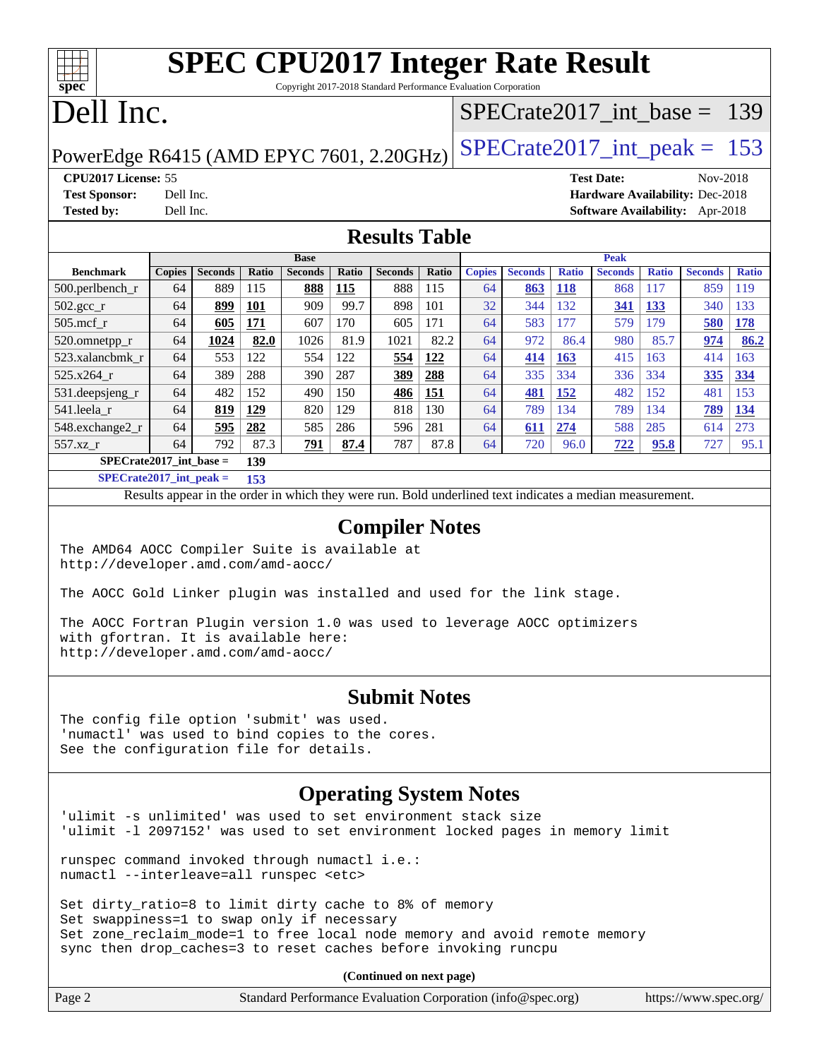# SPEC CPU2017 Integer Rate Result

Copyright 2017-2018 Standard Performance Evaluation Corporation

# Dell Inc.

PowerEdge R6415 (AMD EPYC 7601, 2.20GHz)

SPECrate2017_int_base = 139

SPECrate2017_int_peak = 153

**CPU2017 License:** 55
**Test Sponsor:** Dell Inc.
**Tested by:** Dell Inc.
**Test Date:** Nov-2018
**Hardware Availability:** Dec-2018
**Software Availability:** Apr-2018

## Results Table

| Benchmark | Base | | | | | | | Peak | | | | | | |
|---|---|---|---|---|---|---|---|---|---|---|---|---|---|---|
| | Copies | Seconds | Ratio | Seconds | Ratio | Seconds | Ratio | Copies | Seconds | Ratio | Seconds | Ratio | Seconds | Ratio |
| 500.perlbench_r | 64 | 889 | 115 | **888** | **115** | 888 | 115 | 64 | **863** | **118** | 868 | 117 | 859 | 119 |
| 502.gcc_r | 64 | **899** | **101** | 909 | 99.7 | 898 | 101 | 32 | 344 | 132 | **341** | **133** | 340 | 133 |
| 505.mcf_r | 64 | **605** | **171** | 607 | 170 | 605 | 171 | 64 | 583 | 177 | 579 | 179 | **580** | **178** |
| 520.omnetpp_r | 64 | **1024** | **82.0** | 1026 | 81.9 | 1021 | 82.2 | 64 | 972 | 86.4 | 980 | 85.7 | **974** | **86.2** |
| 523.xalancbmk_r | 64 | 553 | 122 | 554 | 122 | **554** | **122** | 64 | **414** | **163** | 415 | 163 | 414 | 163 |
| 525.x264_r | 64 | 389 | 288 | 390 | 287 | **389** | **288** | 64 | 335 | 334 | 336 | 334 | **335** | **334** |
| 531.deepsjeng_r | 64 | 482 | 152 | 490 | 150 | **486** | **151** | 64 | **481** | **152** | 482 | 152 | 481 | 153 |
| 541.leela_r | 64 | **819** | **129** | 820 | 129 | 818 | 130 | 64 | 789 | 134 | 789 | 134 | **789** | **134** |
| 548.exchange2_r | 64 | **595** | **282** | 585 | 286 | 596 | 281 | 64 | **611** | **274** | 588 | 285 | 614 | 273 |
| 557.xz_r | 64 | 792 | 87.3 | **791** | **87.4** | 787 | 87.8 | 64 | 720 | 96.0 | **722** | **95.8** | 727 | 95.1 |

**SPECrate2017_int_base = 139**

**SPECrate2017_int_peak = 153**

Results appear in the order in which they were run. Bold underlined text indicates a median measurement.

## Compiler Notes

```
The AMD64 AOCC Compiler Suite is available at
http://developer.amd.com/amd-aocc/

The AOCC Gold Linker plugin was installed and used for the link stage.

The AOCC Fortran Plugin version 1.0 was used to leverage AOCC optimizers
with gfortran. It is available here:
http://developer.amd.com/amd-aocc/
```

## Submit Notes

```
The config file option 'submit' was used.
'numactl' was used to bind copies to the cores.
See the configuration file for details.
```

## Operating System Notes

```
'ulimit -s unlimited' was used to set environment stack size
'ulimit -l 2097152' was used to set environment locked pages in memory limit

runspec command invoked through numactl i.e.:
numactl --interleave=all runspec <etc>

Set dirty_ratio=8 to limit dirty cache to 8% of memory
Set swappiness=1 to swap only if necessary
Set zone_reclaim_mode=1 to free local node memory and avoid remote memory
sync then drop_caches=3 to reset caches before invoking runcpu
```

**(Continued on next page)**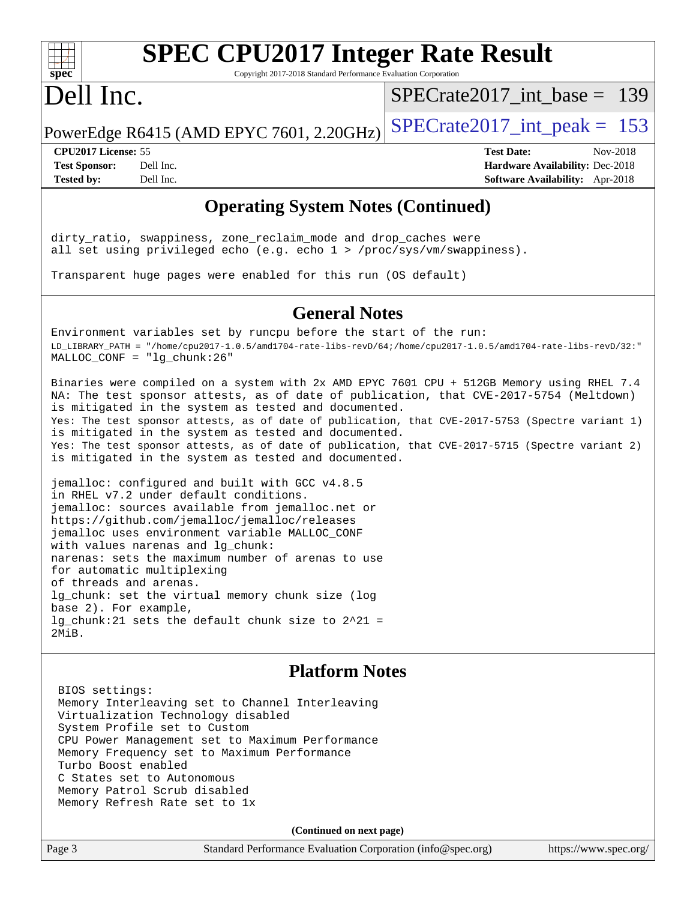# SPEC CPU2017 Integer Rate Result

Copyright 2017-2018 Standard Performance Evaluation Corporation

# Dell Inc.

PowerEdge R6415 (AMD EPYC 7601, 2.20GHz)

SPECrate2017_int_base = 139

SPECrate2017_int_peak = 153

**CPU2017 License:** 55
**Test Sponsor:** Dell Inc.
**Tested by:** Dell Inc.

**Test Date:** Nov-2018
**Hardware Availability:** Dec-2018
**Software Availability:** Apr-2018

## Operating System Notes (Continued)

```
dirty_ratio, swappiness, zone_reclaim_mode and drop_caches were
all set using privileged echo (e.g. echo 1 > /proc/sys/vm/swappiness).

Transparent huge pages were enabled for this run (OS default)
```

## General Notes

```
Environment variables set by runcpu before the start of the run:
LD_LIBRARY_PATH = "/home/cpu2017-1.0.5/amd1704-rate-libs-revD/64;/home/cpu2017-1.0.5/amd1704-rate-libs-revD/32:"
MALLOC_CONF = "lg_chunk:26"

Binaries were compiled on a system with 2x AMD EPYC 7601 CPU + 512GB Memory using RHEL 7.4
NA: The test sponsor attests, as of date of publication, that CVE-2017-5754 (Meltdown)
is mitigated in the system as tested and documented.
Yes: The test sponsor attests, as of date of publication, that CVE-2017-5753 (Spectre variant 1)
is mitigated in the system as tested and documented.
Yes: The test sponsor attests, as of date of publication, that CVE-2017-5715 (Spectre variant 2)
is mitigated in the system as tested and documented.

jemalloc: configured and built with GCC v4.8.5
in RHEL v7.2 under default conditions.
jemalloc: sources available from jemalloc.net or
https://github.com/jemalloc/jemalloc/releases
jemalloc uses environment variable MALLOC_CONF
with values narenas and lg_chunk:
narenas: sets the maximum number of arenas to use
for automatic multiplexing
of threads and arenas.
lg_chunk: set the virtual memory chunk size (log
base 2). For example,
lg_chunk:21 sets the default chunk size to 2^21 =
2MiB.
```

## Platform Notes

```
 BIOS settings:
 Memory Interleaving set to Channel Interleaving
 Virtualization Technology disabled
 System Profile set to Custom
 CPU Power Management set to Maximum Performance
 Memory Frequency set to Maximum Performance
 Turbo Boost enabled
 C States set to Autonomous
 Memory Patrol Scrub disabled
 Memory Refresh Rate set to 1x
```

**(Continued on next page)**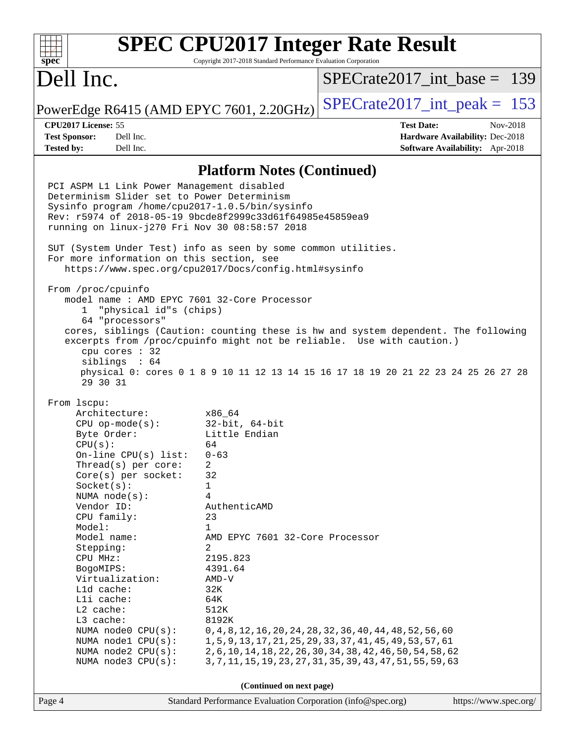## Platform Notes (Continued)

```
PCI ASPM L1 Link Power Management disabled
Determinism Slider set to Power Determinism
Sysinfo program /home/cpu2017-1.0.5/bin/sysinfo
Rev: r5974 of 2018-05-19 9bcde8f2999c33d61f64985e45859ea9
running on linux-j270 Fri Nov 30 08:58:57 2018

SUT (System Under Test) info as seen by some common utilities.
For more information on this section, see
   https://www.spec.org/cpu2017/Docs/config.html#sysinfo

From /proc/cpuinfo
   model name : AMD EPYC 7601 32-Core Processor
      1  "physical id"s (chips)
      64 "processors"
   cores, siblings (Caution: counting these is hw and system dependent. The following
   excerpts from /proc/cpuinfo might not be reliable.  Use with caution.)
      cpu cores : 32
      siblings  : 64
      physical 0: cores 0 1 8 9 10 11 12 13 14 15 16 17 18 19 20 21 22 23 24 25 26 27 28
      29 30 31

From lscpu:
     Architecture:          x86_64
     CPU op-mode(s):        32-bit, 64-bit
     Byte Order:            Little Endian
     CPU(s):                64
     On-line CPU(s) list:   0-63
     Thread(s) per core:    2
     Core(s) per socket:    32
     Socket(s):             1
     NUMA node(s):          4
     Vendor ID:             AuthenticAMD
     CPU family:            23
     Model:                 1
     Model name:            AMD EPYC 7601 32-Core Processor
     Stepping:              2
     CPU MHz:               2195.823
     BogoMIPS:              4391.64
     Virtualization:        AMD-V
     L1d cache:             32K
     L1i cache:             64K
     L2 cache:              512K
     L3 cache:              8192K
     NUMA node0 CPU(s):     0,4,8,12,16,20,24,28,32,36,40,44,48,52,56,60
     NUMA node1 CPU(s):     1,5,9,13,17,21,25,29,33,37,41,45,49,53,57,61
     NUMA node2 CPU(s):     2,6,10,14,18,22,26,30,34,38,42,46,50,54,58,62
     NUMA node3 CPU(s):     3,7,11,15,19,23,27,31,35,39,43,47,51,55,59,63
```

(Continued on next page)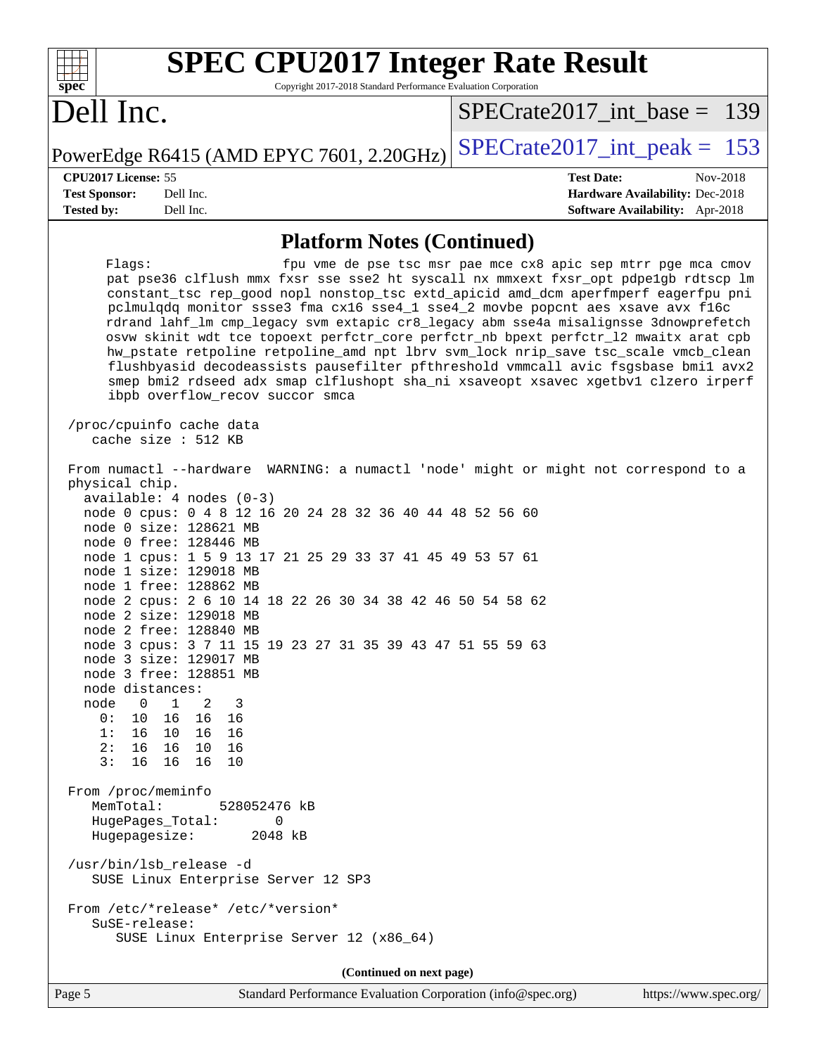# SPEC CPU2017 Integer Rate Result

Copyright 2017-2018 Standard Performance Evaluation Corporation

# Dell Inc.

PowerEdge R6415 (AMD EPYC 7601, 2.20GHz)

SPECrate2017_int_base = 139

SPECrate2017_int_peak = 153

**CPU2017 License:** 55
**Test Sponsor:** Dell Inc.
**Tested by:** Dell Inc.

**Test Date:** Nov-2018
**Hardware Availability:** Dec-2018
**Software Availability:** Apr-2018

## Platform Notes (Continued)

```
    Flags:               fpu vme de pse tsc msr pae mce cx8 apic sep mtrr pge mca cmov
    pat pse36 clflush mmx fxsr sse sse2 ht syscall nx mmxext fxsr_opt pdpe1gb rdtscp lm
    constant_tsc rep_good nopl nonstop_tsc extd_apicid amd_dcm aperfmperf eagerfpu pni
    pclmulqdq monitor ssse3 fma cx16 sse4_1 sse4_2 movbe popcnt aes xsave avx f16c
    rdrand lahf_lm cmp_legacy svm extapic cr8_legacy abm sse4a misalignsse 3dnowprefetch
    osvw skinit wdt tce topoext perfctr_core perfctr_nb bpext perfctr_l2 mwaitx arat cpb
    hw_pstate retpoline retpoline_amd npt lbrv svm_lock nrip_save tsc_scale vmcb_clean
    flushbyasid decodeassists pausefilter pfthreshold vmmcall avic fsgsbase bmi1 avx2
    smep bmi2 rdseed adx smap clflushopt sha_ni xsaveopt xsavec xgetbv1 clzero irperf
    ibpb overflow_recov succor smca

/proc/cpuinfo cache data
   cache size : 512 KB

From numactl --hardware  WARNING: a numactl 'node' might or might not correspond to a
physical chip.
  available: 4 nodes (0-3)
  node 0 cpus: 0 4 8 12 16 20 24 28 32 36 40 44 48 52 56 60
  node 0 size: 128621 MB
  node 0 free: 128446 MB
  node 1 cpus: 1 5 9 13 17 21 25 29 33 37 41 45 49 53 57 61
  node 1 size: 129018 MB
  node 1 free: 128862 MB
  node 2 cpus: 2 6 10 14 18 22 26 30 34 38 42 46 50 54 58 62
  node 2 size: 129018 MB
  node 2 free: 128840 MB
  node 3 cpus: 3 7 11 15 19 23 27 31 35 39 43 47 51 55 59 63
  node 3 size: 129017 MB
  node 3 free: 128851 MB
  node distances:
  node   0   1   2   3
    0:  10  16  16  16
    1:  16  10  16  16
    2:  16  16  10  16
    3:  16  16  16  10

From /proc/meminfo
   MemTotal:       528052476 kB
   HugePages_Total:       0
   Hugepagesize:       2048 kB

/usr/bin/lsb_release -d
   SUSE Linux Enterprise Server 12 SP3

From /etc/*release* /etc/*version*
   SuSE-release:
      SUSE Linux Enterprise Server 12 (x86_64)
```

**(Continued on next page)**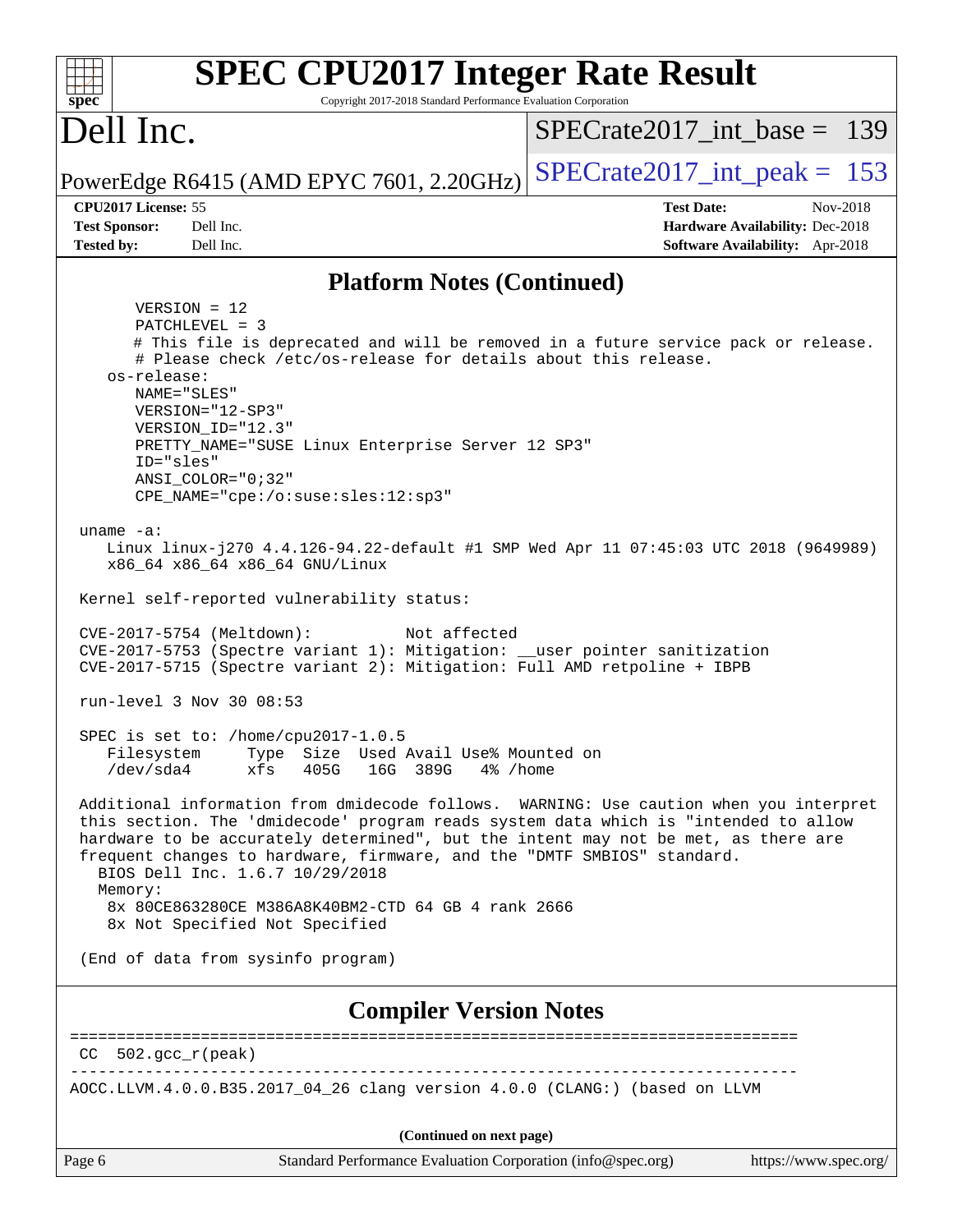## Platform Notes (Continued)

```
      VERSION = 12
      PATCHLEVEL = 3
      # This file is deprecated and will be removed in a future service pack or release.
      # Please check /etc/os-release for details about this release.
   os-release:
      NAME="SLES"
      VERSION="12-SP3"
      VERSION_ID="12.3"
      PRETTY_NAME="SUSE Linux Enterprise Server 12 SP3"
      ID="sles"
      ANSI_COLOR="0;32"
      CPE_NAME="cpe:/o:suse:sles:12:sp3"

uname -a:
   Linux linux-j270 4.4.126-94.22-default #1 SMP Wed Apr 11 07:45:03 UTC 2018 (9649989)
   x86_64 x86_64 x86_64 GNU/Linux

Kernel self-reported vulnerability status:

CVE-2017-5754 (Meltdown):          Not affected
CVE-2017-5753 (Spectre variant 1): Mitigation: __user pointer sanitization
CVE-2017-5715 (Spectre variant 2): Mitigation: Full AMD retpoline + IBPB

run-level 3 Nov 30 08:53

SPEC is set to: /home/cpu2017-1.0.5
   Filesystem     Type  Size  Used Avail Use% Mounted on
   /dev/sda4      xfs   405G   16G  389G   4% /home

Additional information from dmidecode follows.  WARNING: Use caution when you interpret
this section. The 'dmidecode' program reads system data which is "intended to allow
hardware to be accurately determined", but the intent may not be met, as there are
frequent changes to hardware, firmware, and the "DMTF SMBIOS" standard.
  BIOS Dell Inc. 1.6.7 10/29/2018
  Memory:
   8x 80CE863280CE M386A8K40BM2-CTD 64 GB 4 rank 2666
   8x Not Specified Not Specified

(End of data from sysinfo program)
```

## Compiler Version Notes

```
==============================================================================
CC  502.gcc_r(peak)
------------------------------------------------------------------------------
AOCC.LLVM.4.0.0.B35.2017_04_26 clang version 4.0.0 (CLANG:) (based on LLVM
```

**(Continued on next page)**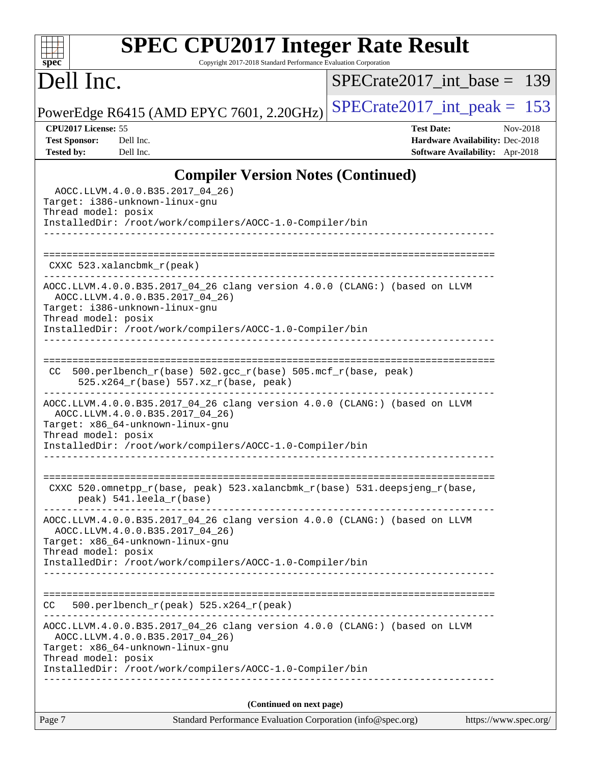## Compiler Version Notes (Continued)

```
  AOCC.LLVM.4.0.0.B35.2017_04_26)
Target: i386-unknown-linux-gnu
Thread model: posix
InstalledDir: /root/work/compilers/AOCC-1.0-Compiler/bin
------------------------------------------------------------------------------

==============================================================================
 CXXC 523.xalancbmk_r(peak)
------------------------------------------------------------------------------
AOCC.LLVM.4.0.0.B35.2017_04_26 clang version 4.0.0 (CLANG:) (based on LLVM
  AOCC.LLVM.4.0.0.B35.2017_04_26)
Target: i386-unknown-linux-gnu
Thread model: posix
InstalledDir: /root/work/compilers/AOCC-1.0-Compiler/bin
------------------------------------------------------------------------------

==============================================================================
 CC  500.perlbench_r(base) 502.gcc_r(base) 505.mcf_r(base, peak)
      525.x264_r(base) 557.xz_r(base, peak)
------------------------------------------------------------------------------
AOCC.LLVM.4.0.0.B35.2017_04_26 clang version 4.0.0 (CLANG:) (based on LLVM
  AOCC.LLVM.4.0.0.B35.2017_04_26)
Target: x86_64-unknown-linux-gnu
Thread model: posix
InstalledDir: /root/work/compilers/AOCC-1.0-Compiler/bin
------------------------------------------------------------------------------

==============================================================================
 CXXC 520.omnetpp_r(base, peak) 523.xalancbmk_r(base) 531.deepsjeng_r(base,
      peak) 541.leela_r(base)
------------------------------------------------------------------------------
AOCC.LLVM.4.0.0.B35.2017_04_26 clang version 4.0.0 (CLANG:) (based on LLVM
  AOCC.LLVM.4.0.0.B35.2017_04_26)
Target: x86_64-unknown-linux-gnu
Thread model: posix
InstalledDir: /root/work/compilers/AOCC-1.0-Compiler/bin
------------------------------------------------------------------------------

==============================================================================
CC   500.perlbench_r(peak) 525.x264_r(peak)
------------------------------------------------------------------------------
AOCC.LLVM.4.0.0.B35.2017_04_26 clang version 4.0.0 (CLANG:) (based on LLVM
  AOCC.LLVM.4.0.0.B35.2017_04_26)
Target: x86_64-unknown-linux-gnu
Thread model: posix
InstalledDir: /root/work/compilers/AOCC-1.0-Compiler/bin
------------------------------------------------------------------------------
```

**(Continued on next page)**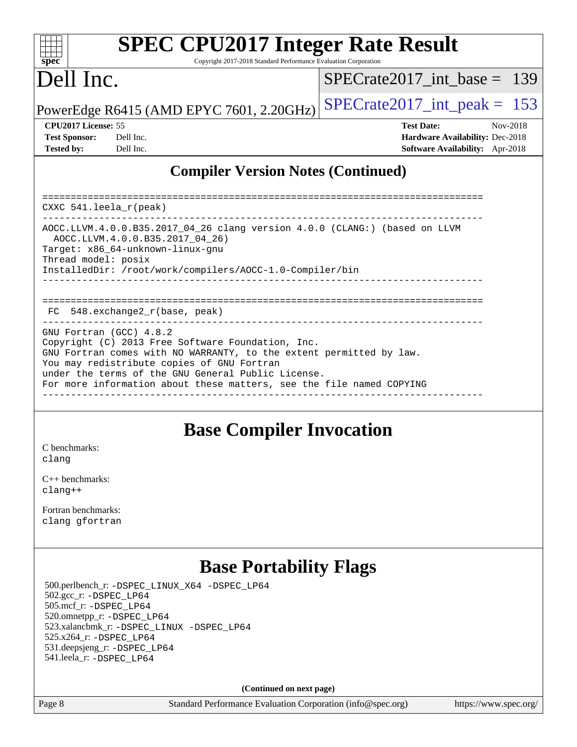## Compiler Version Notes (Continued)

```
==============================================================================
CXXC 541.leela_r(peak)
------------------------------------------------------------------------------
AOCC.LLVM.4.0.0.B35.2017_04_26 clang version 4.0.0 (CLANG:) (based on LLVM
  AOCC.LLVM.4.0.0.B35.2017_04_26)
Target: x86_64-unknown-linux-gnu
Thread model: posix
InstalledDir: /root/work/compilers/AOCC-1.0-Compiler/bin
------------------------------------------------------------------------------

==============================================================================
 FC  548.exchange2_r(base, peak)
------------------------------------------------------------------------------
GNU Fortran (GCC) 4.8.2
Copyright (C) 2013 Free Software Foundation, Inc.
GNU Fortran comes with NO WARRANTY, to the extent permitted by law.
You may redistribute copies of GNU Fortran
under the terms of the GNU General Public License.
For more information about these matters, see the file named COPYING
------------------------------------------------------------------------------
```

## Base Compiler Invocation

C benchmarks:
clang

C++ benchmarks:
clang++

Fortran benchmarks:
clang gfortran

## Base Portability Flags

500.perlbench_r: -DSPEC_LINUX_X64 -DSPEC_LP64
502.gcc_r: -DSPEC_LP64
505.mcf_r: -DSPEC_LP64
520.omnetpp_r: -DSPEC_LP64
523.xalancbmk_r: -DSPEC_LINUX -DSPEC_LP64
525.x264_r: -DSPEC_LP64
531.deepsjeng_r: -DSPEC_LP64
541.leela_r: -DSPEC_LP64

**(Continued on next page)**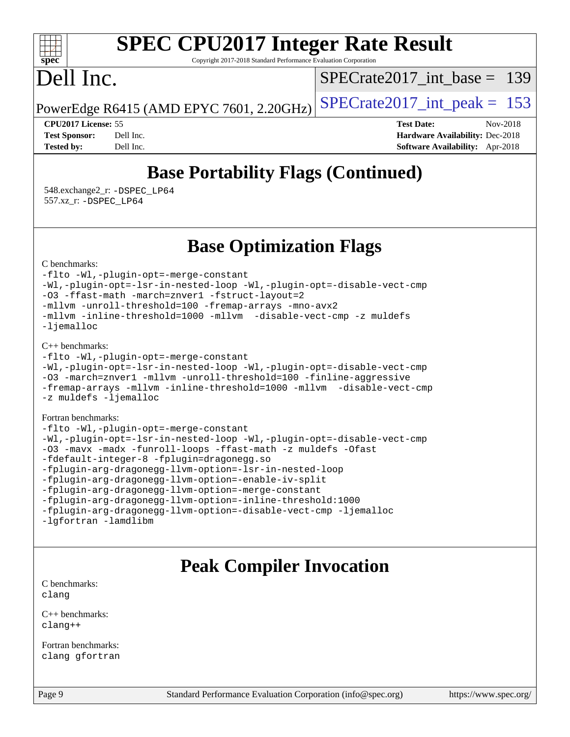# Base Portability Flags (Continued)

548.exchange2_r: -DSPEC_LP64
557.xz_r: -DSPEC_LP64

# Base Optimization Flags

C benchmarks:

```
-flto -Wl,-plugin-opt=-merge-constant
-Wl,-plugin-opt=-lsr-in-nested-loop -Wl,-plugin-opt=-disable-vect-cmp
-O3 -ffast-math -march=znver1 -fstruct-layout=2
-mllvm -unroll-threshold=100 -fremap-arrays -mno-avx2
-mllvm -inline-threshold=1000 -mllvm  -disable-vect-cmp -z muldefs
-ljemalloc
```

C++ benchmarks:

```
-flto -Wl,-plugin-opt=-merge-constant
-Wl,-plugin-opt=-lsr-in-nested-loop -Wl,-plugin-opt=-disable-vect-cmp
-O3 -march=znver1 -mllvm -unroll-threshold=100 -finline-aggressive
-fremap-arrays -mllvm -inline-threshold=1000 -mllvm  -disable-vect-cmp
-z muldefs -ljemalloc
```

Fortran benchmarks:

```
-flto -Wl,-plugin-opt=-merge-constant
-Wl,-plugin-opt=-lsr-in-nested-loop -Wl,-plugin-opt=-disable-vect-cmp
-O3 -mavx -madx -funroll-loops -ffast-math -z muldefs -Ofast
-fdefault-integer-8 -fplugin=dragonegg.so
-fplugin-arg-dragonegg-llvm-option=-lsr-in-nested-loop
-fplugin-arg-dragonegg-llvm-option=-enable-iv-split
-fplugin-arg-dragonegg-llvm-option=-merge-constant
-fplugin-arg-dragonegg-llvm-option=-inline-threshold:1000
-fplugin-arg-dragonegg-llvm-option=-disable-vect-cmp -ljemalloc
-lgfortran -lamdlibm
```

# Peak Compiler Invocation

C benchmarks:

```
clang
```

C++ benchmarks:

```
clang++
```

Fortran benchmarks:

```
clang gfortran
```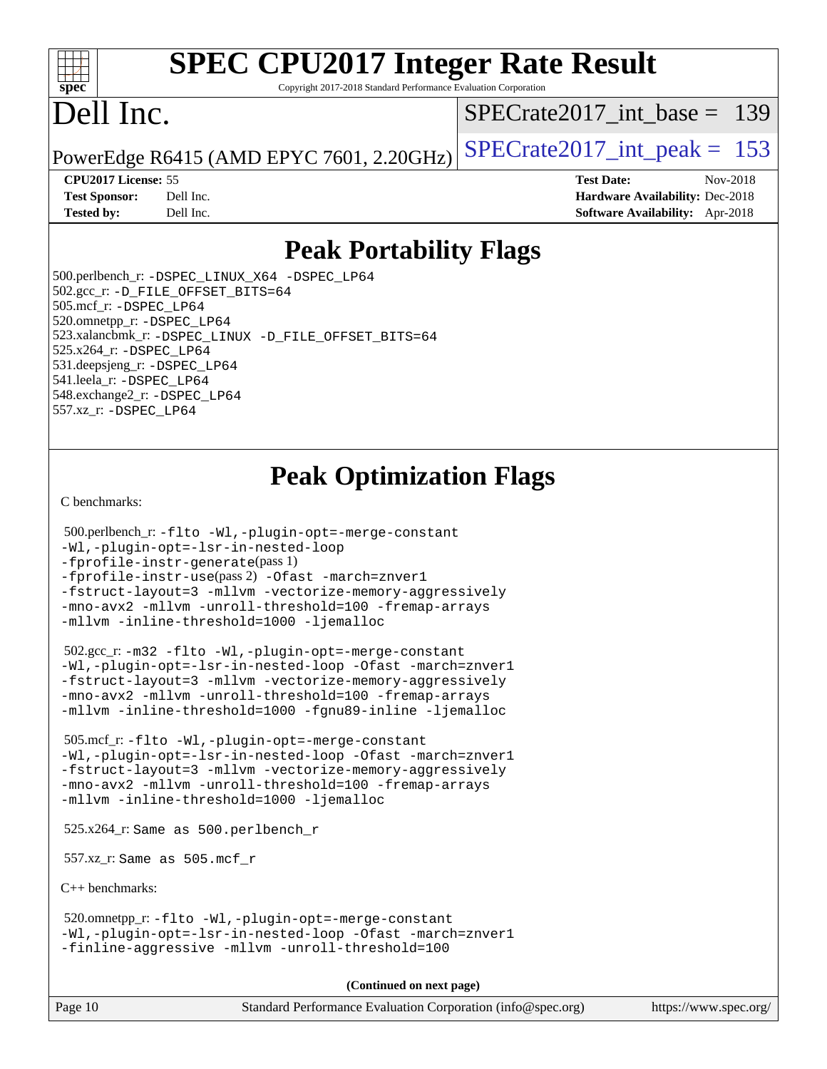# SPEC CPU2017 Integer Rate Result

Copyright 2017-2018 Standard Performance Evaluation Corporation

# Dell Inc.

PowerEdge R6415 (AMD EPYC 7601, 2.20GHz)

SPECrate2017_int_base = 139

SPECrate2017_int_peak = 153

| | | | |
|---|---|---|---|
| **CPU2017 License:** | 55 | **Test Date:** | Nov-2018 |
| **Test Sponsor:** | Dell Inc. | **Hardware Availability:** | Dec-2018 |
| **Tested by:** | Dell Inc. | **Software Availability:** | Apr-2018 |

## Peak Portability Flags

500.perlbench_r: -DSPEC_LINUX_X64 -DSPEC_LP64
502.gcc_r: -D_FILE_OFFSET_BITS=64
505.mcf_r: -DSPEC_LP64
520.omnetpp_r: -DSPEC_LP64
523.xalancbmk_r: -DSPEC_LINUX -D_FILE_OFFSET_BITS=64
525.x264_r: -DSPEC_LP64
531.deepsjeng_r: -DSPEC_LP64
541.leela_r: -DSPEC_LP64
548.exchange2_r: -DSPEC_LP64
557.xz_r: -DSPEC_LP64

## Peak Optimization Flags

C benchmarks:

500.perlbench_r: -flto -Wl,-plugin-opt=-merge-constant
-Wl,-plugin-opt=-lsr-in-nested-loop
-fprofile-instr-generate(pass 1)
-fprofile-instr-use(pass 2) -Ofast -march=znver1
-fstruct-layout=3 -mllvm -vectorize-memory-aggressively
-mno-avx2 -mllvm -unroll-threshold=100 -fremap-arrays
-mllvm -inline-threshold=1000 -ljemalloc

502.gcc_r: -m32 -flto -Wl,-plugin-opt=-merge-constant
-Wl,-plugin-opt=-lsr-in-nested-loop -Ofast -march=znver1
-fstruct-layout=3 -mllvm -vectorize-memory-aggressively
-mno-avx2 -mllvm -unroll-threshold=100 -fremap-arrays
-mllvm -inline-threshold=1000 -fgnu89-inline -ljemalloc

505.mcf_r: -flto -Wl,-plugin-opt=-merge-constant
-Wl,-plugin-opt=-lsr-in-nested-loop -Ofast -march=znver1
-fstruct-layout=3 -mllvm -vectorize-memory-aggressively
-mno-avx2 -mllvm -unroll-threshold=100 -fremap-arrays
-mllvm -inline-threshold=1000 -ljemalloc

525.x264_r: Same as 500.perlbench_r

557.xz_r: Same as 505.mcf_r

C++ benchmarks:

520.omnetpp_r: -flto -Wl,-plugin-opt=-merge-constant
-Wl,-plugin-opt=-lsr-in-nested-loop -Ofast -march=znver1
-finline-aggressive -mllvm -unroll-threshold=100

**(Continued on next page)**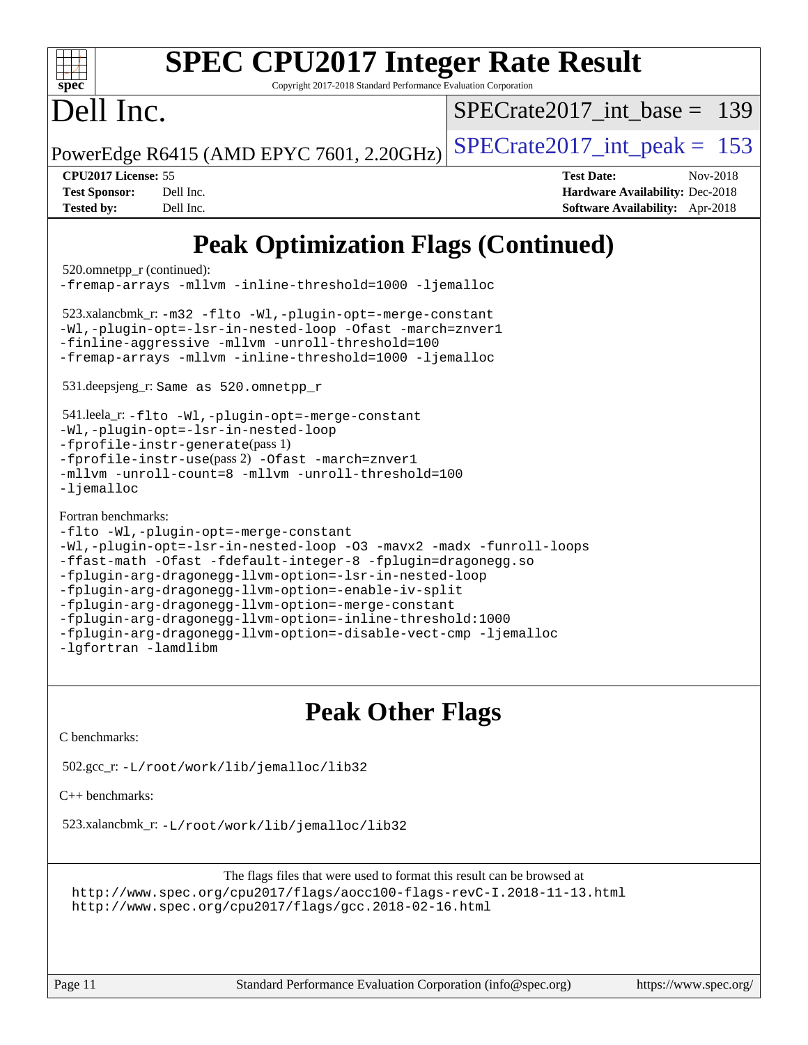# Peak Optimization Flags (Continued)

520.omnetpp_r (continued):
-fremap-arrays -mllvm -inline-threshold=1000 -ljemalloc

523.xalancbmk_r: -m32 -flto -Wl,-plugin-opt=-merge-constant
-Wl,-plugin-opt=-lsr-in-nested-loop -Ofast -march=znver1
-finline-aggressive -mllvm -unroll-threshold=100
-fremap-arrays -mllvm -inline-threshold=1000 -ljemalloc

531.deepsjeng_r: Same as 520.omnetpp_r

541.leela_r: -flto -Wl,-plugin-opt=-merge-constant
-Wl,-plugin-opt=-lsr-in-nested-loop
-fprofile-instr-generate(pass 1)
-fprofile-instr-use(pass 2) -Ofast -march=znver1
-mllvm -unroll-count=8 -mllvm -unroll-threshold=100
-ljemalloc

Fortran benchmarks:
-flto -Wl,-plugin-opt=-merge-constant
-Wl,-plugin-opt=-lsr-in-nested-loop -O3 -mavx2 -madx -funroll-loops
-ffast-math -Ofast -fdefault-integer-8 -fplugin=dragonegg.so
-fplugin-arg-dragonegg-llvm-option=-lsr-in-nested-loop
-fplugin-arg-dragonegg-llvm-option=-enable-iv-split
-fplugin-arg-dragonegg-llvm-option=-merge-constant
-fplugin-arg-dragonegg-llvm-option=-inline-threshold:1000
-fplugin-arg-dragonegg-llvm-option=-disable-vect-cmp -ljemalloc
-lgfortran -lamdlibm

# Peak Other Flags

C benchmarks:

502.gcc_r: -L/root/work/lib/jemalloc/lib32

C++ benchmarks:

523.xalancbmk_r: -L/root/work/lib/jemalloc/lib32

The flags files that were used to format this result can be browsed at
http://www.spec.org/cpu2017/flags/aocc100-flags-revC-I.2018-11-13.html
http://www.spec.org/cpu2017/flags/gcc.2018-02-16.html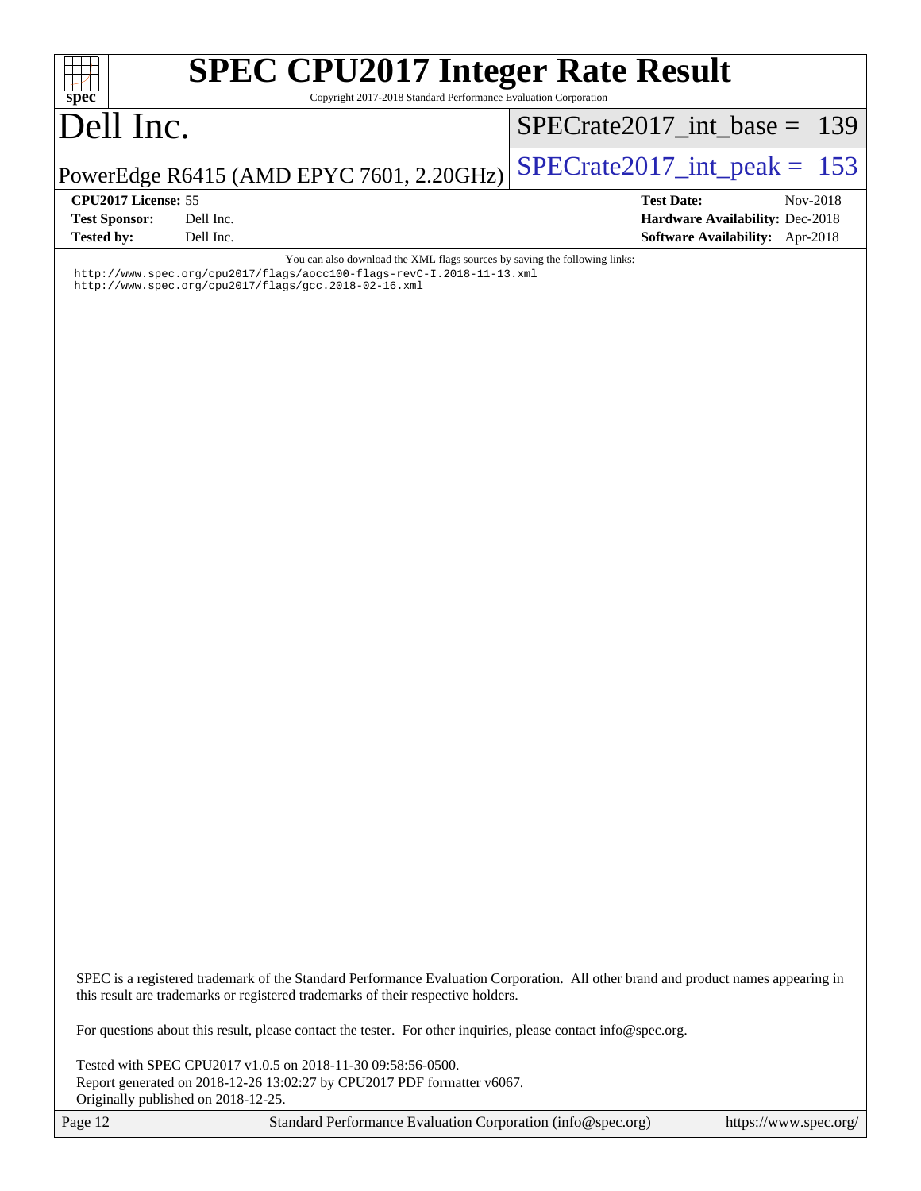You can also download the XML flags sources by saving the following links:

http://www.spec.org/cpu2017/flags/aocc100-flags-revC-I.2018-11-13.xml
http://www.spec.org/cpu2017/flags/gcc.2018-02-16.xml

SPEC is a registered trademark of the Standard Performance Evaluation Corporation. All other brand and product names appearing in this result are trademarks or registered trademarks of their respective holders.

For questions about this result, please contact the tester. For other inquiries, please contact info@spec.org.

Tested with SPEC CPU2017 v1.0.5 on 2018-11-30 09:58:56-0500.
Report generated on 2018-12-26 13:02:27 by CPU2017 PDF formatter v6067.
Originally published on 2018-12-25.